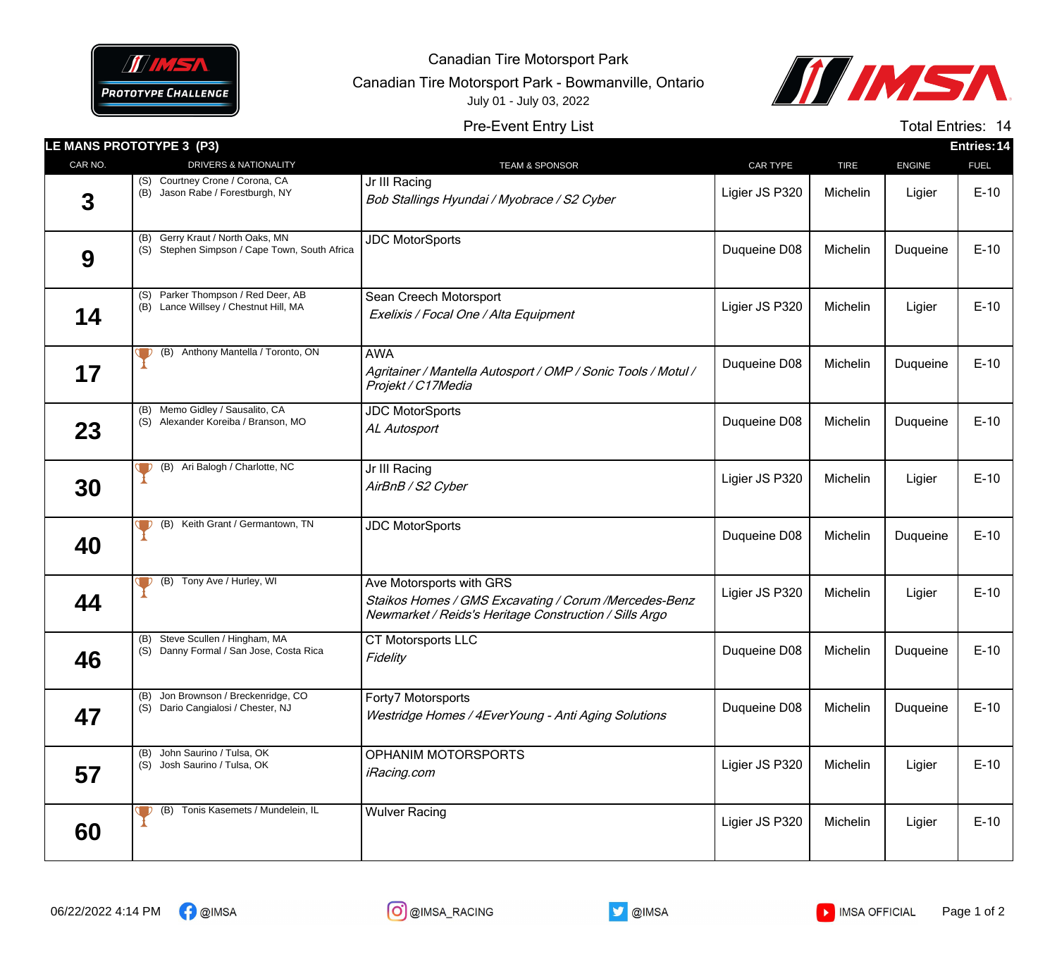Canadian Tire Motorsport Park

Canadian Tire Motorsport Park - Bowmanville, Ontario

July 01 - July 03, 2022

Pre-Event Entry List

Total Entries: 14

## LE MANS PROTOTYPE 3 (P3)

Entries: 14

| CAR NO. | DRIVERS & NATIONALITY | TEAM & SPONSOR | CAR TYPE | TIRE | ENGINE | FUEL |
|---|---|---|---|---|---|---|
| 3 | (S) Courtney Crone / Corona, CA<br>(B) Jason Rabe / Forestburgh, NY | Jr III Racing<br>*Bob Stallings Hyundai / Myobrace / S2 Cyber* | Ligier JS P320 | Michelin | Ligier | E-10 |
| 9 | (B) Gerry Kraut / North Oaks, MN<br>(S) Stephen Simpson / Cape Town, South Africa | JDC MotorSports | Duqueine D08 | Michelin | Duqueine | E-10 |
| 14 | (S) Parker Thompson / Red Deer, AB<br>(B) Lance Willsey / Chestnut Hill, MA | Sean Creech Motorsport<br>*Exelixis / Focal One / Alta Equipment* | Ligier JS P320 | Michelin | Ligier | E-10 |
| 17 | 🏆 (B) Anthony Mantella / Toronto, ON | AWA<br>*Agritainer / Mantella Autosport / OMP / Sonic Tools / Motul / Projekt / C17Media* | Duqueine D08 | Michelin | Duqueine | E-10 |
| 23 | (B) Memo Gidley / Sausalito, CA<br>(S) Alexander Koreiba / Branson, MO | JDC MotorSports<br>*AL Autosport* | Duqueine D08 | Michelin | Duqueine | E-10 |
| 30 | 🏆 (B) Ari Balogh / Charlotte, NC | Jr III Racing<br>*AirBnB / S2 Cyber* | Ligier JS P320 | Michelin | Ligier | E-10 |
| 40 | 🏆 (B) Keith Grant / Germantown, TN | JDC MotorSports | Duqueine D08 | Michelin | Duqueine | E-10 |
| 44 | 🏆 (B) Tony Ave / Hurley, WI | Ave Motorsports with GRS<br>*Staikos Homes / GMS Excavating / Corum /Mercedes-Benz Newmarket / Reids's Heritage Construction / Sills Argo* | Ligier JS P320 | Michelin | Ligier | E-10 |
| 46 | (B) Steve Scullen / Hingham, MA<br>(S) Danny Formal / San Jose, Costa Rica | CT Motorsports LLC<br>*Fidelity* | Duqueine D08 | Michelin | Duqueine | E-10 |
| 47 | (B) Jon Brownson / Breckenridge, CO<br>(S) Dario Cangialosi / Chester, NJ | Forty7 Motorsports<br>*Westridge Homes / 4EverYoung - Anti Aging Solutions* | Duqueine D08 | Michelin | Duqueine | E-10 |
| 57 | (B) John Saurino / Tulsa, OK<br>(S) Josh Saurino / Tulsa, OK | OPHANIM MOTORSPORTS<br>*iRacing.com* | Ligier JS P320 | Michelin | Ligier | E-10 |
| 60 | 🏆 (B) Tonis Kasemets / Mundelein, IL | Wulver Racing | Ligier JS P320 | Michelin | Ligier | E-10 |

06/22/2022 4:14 PM @IMSA @IMSA_RACING @IMSA IMSA OFFICIAL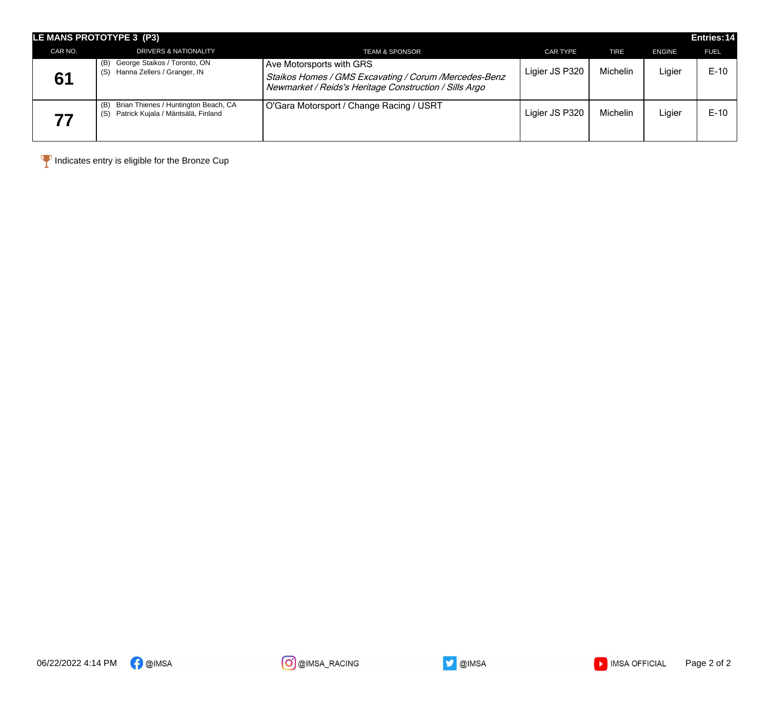## LE MANS PROTOTYPE 3 (P3)

Entries: 14

| CAR NO. | DRIVERS & NATIONALITY | TEAM & SPONSOR | CAR TYPE | TIRE | ENGINE | FUEL |
|---|---|---|---|---|---|---|
| 61 | (B) George Staikos / Toronto, ON<br>(S) Hanna Zellers / Granger, IN | Ave Motorsports with GRS<br>*Staikos Homes / GMS Excavating / Corum /Mercedes-Benz Newmarket / Reids's Heritage Construction / Sills Argo* | Ligier JS P320 | Michelin | Ligier | E-10 |
| 77 | (B) Brian Thienes / Huntington Beach, CA<br>(S) Patrick Kujala / Mäntsälä, Finland | O'Gara Motorsport / Change Racing / USRT | Ligier JS P320 | Michelin | Ligier | E-10 |

Indicates entry is eligible for the Bronze Cup

06/22/2022 4:14 PM @IMSA @IMSA_RACING @IMSA IMSA OFFICIAL